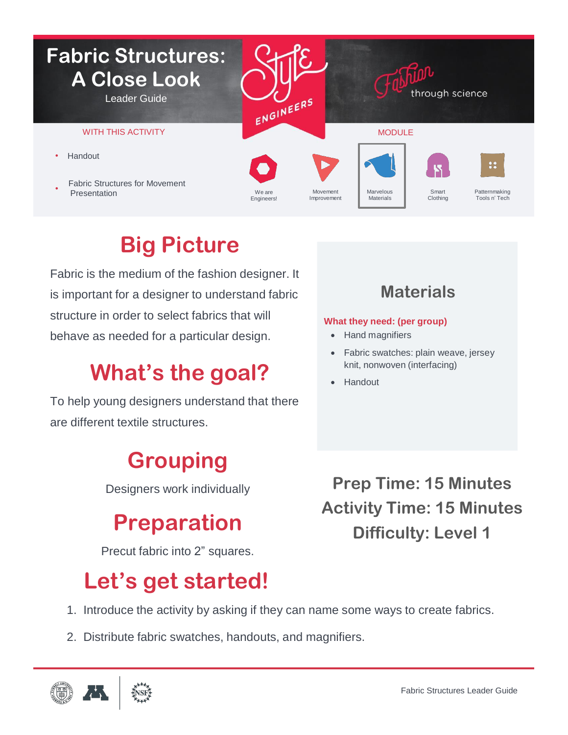# Fabric Structures: A Close Look

Leader Guide

Style ENGINEERS

Fashion through science

WITH THIS ACTIVITY

- Handout
- Fabric Structures for Movement Presentation

MODULE

We are Engineers! | Movement Improvement | Marvelous Materials | Smart Clothing | Patternmaking Tools n' Tech

## Big Picture

Fabric is the medium of the fashion designer. It is important for a designer to understand fabric structure in order to select fabrics that will behave as needed for a particular design.

## What's the goal?

To help young designers understand that there are different textile structures.

## Materials

**What they need: (per group)**

- Hand magnifiers
- Fabric swatches: plain weave, jersey knit, nonwoven (interfacing)
- Handout

## Grouping

Designers work individually

## Preparation

Precut fabric into 2" squares.

**Prep Time: 15 Minutes**
**Activity Time: 15 Minutes**
**Difficulty: Level 1**

## Let's get started!

1. Introduce the activity by asking if they can name some ways to create fabrics.
2. Distribute fabric swatches, handouts, and magnifiers.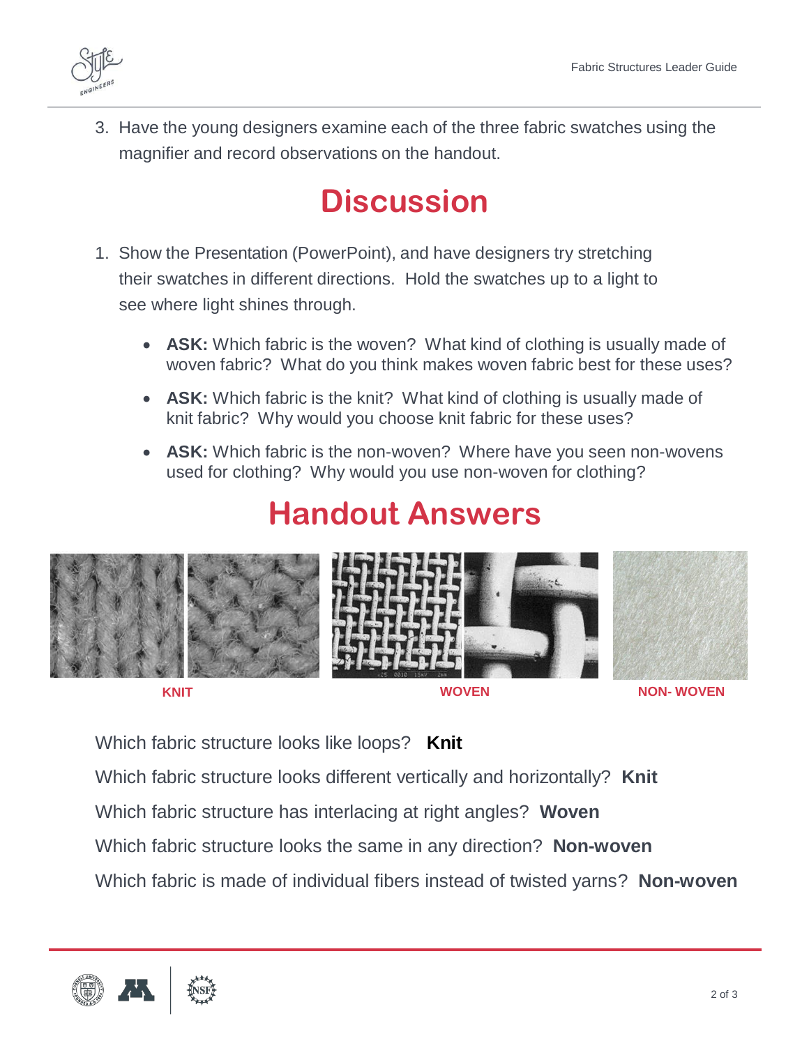3. Have the young designers examine each of the three fabric swatches using the magnifier and record observations on the handout.

# Discussion

1. Show the Presentation (PowerPoint), and have designers try stretching their swatches in different directions. Hold the swatches up to a light to see where light shines through.

   - **ASK:** Which fabric is the woven? What kind of clothing is usually made of woven fabric? What do you think makes woven fabric best for these uses?
   - **ASK:** Which fabric is the knit? What kind of clothing is usually made of knit fabric? Why would you choose knit fabric for these uses?
   - **ASK:** Which fabric is the non-woven? Where have you seen non-wovens used for clothing? Why would you use non-woven for clothing?

# Handout Answers

**KNIT** **WOVEN** **NON- WOVEN**

Which fabric structure looks like loops? **Knit**

Which fabric structure looks different vertically and horizontally? **Knit**

Which fabric structure has interlacing at right angles? **Woven**

Which fabric structure looks the same in any direction? **Non-woven**

Which fabric is made of individual fibers instead of twisted yarns? **Non-woven**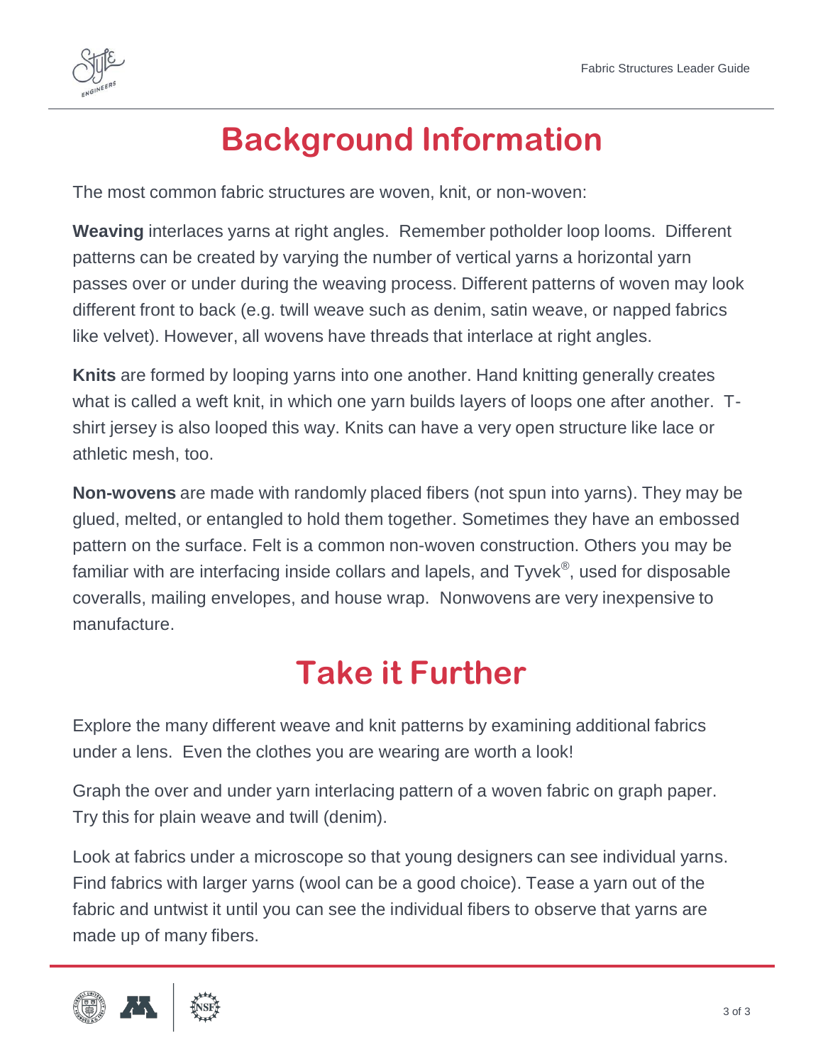# Background Information

The most common fabric structures are woven, knit, or non-woven:

**Weaving** interlaces yarns at right angles. Remember potholder loop looms. Different patterns can be created by varying the number of vertical yarns a horizontal yarn passes over or under during the weaving process. Different patterns of woven may look different front to back (e.g. twill weave such as denim, satin weave, or napped fabrics like velvet). However, all wovens have threads that interlace at right angles.

**Knits** are formed by looping yarns into one another. Hand knitting generally creates what is called a weft knit, in which one yarn builds layers of loops one after another. T-shirt jersey is also looped this way. Knits can have a very open structure like lace or athletic mesh, too.

**Non-wovens** are made with randomly placed fibers (not spun into yarns). They may be glued, melted, or entangled to hold them together. Sometimes they have an embossed pattern on the surface. Felt is a common non-woven construction. Others you may be familiar with are interfacing inside collars and lapels, and Tyvek®, used for disposable coveralls, mailing envelopes, and house wrap. Nonwovens are very inexpensive to manufacture.

# Take it Further

Explore the many different weave and knit patterns by examining additional fabrics under a lens. Even the clothes you are wearing are worth a look!

Graph the over and under yarn interlacing pattern of a woven fabric on graph paper. Try this for plain weave and twill (denim).

Look at fabrics under a microscope so that young designers can see individual yarns. Find fabrics with larger yarns (wool can be a good choice). Tease a yarn out of the fabric and untwist it until you can see the individual fibers to observe that yarns are made up of many fibers.